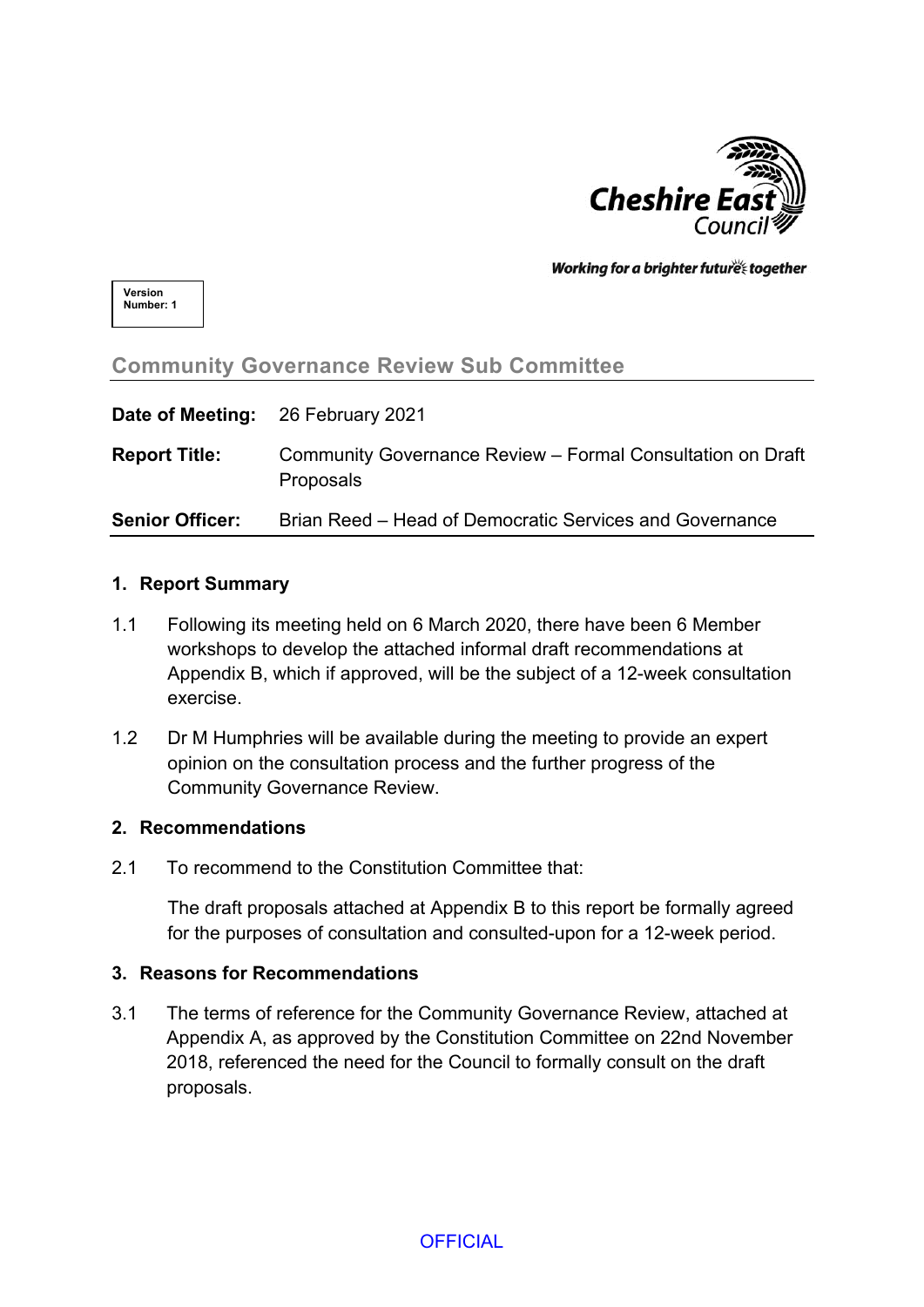Cheshire East Council

*Working for a brighter future together*

| Version Number: 1 |
|---|

## Community Governance Review Sub Committee

| | |
|---|---|
| **Date of Meeting:** | 26 February 2021 |
| **Report Title:** | Community Governance Review – Formal Consultation on Draft Proposals |
| **Senior Officer:** | Brian Reed – Head of Democratic Services and Governance |

### 1. Report Summary

1.1 Following its meeting held on 6 March 2020, there have been 6 Member workshops to develop the attached informal draft recommendations at Appendix B, which if approved, will be the subject of a 12-week consultation exercise.

1.2 Dr M Humphries will be available during the meeting to provide an expert opinion on the consultation process and the further progress of the Community Governance Review.

### 2. Recommendations

2.1 To recommend to the Constitution Committee that:

The draft proposals attached at Appendix B to this report be formally agreed for the purposes of consultation and consulted-upon for a 12-week period.

### 3. Reasons for Recommendations

3.1 The terms of reference for the Community Governance Review, attached at Appendix A, as approved by the Constitution Committee on 22nd November 2018, referenced the need for the Council to formally consult on the draft proposals.

OFFICIAL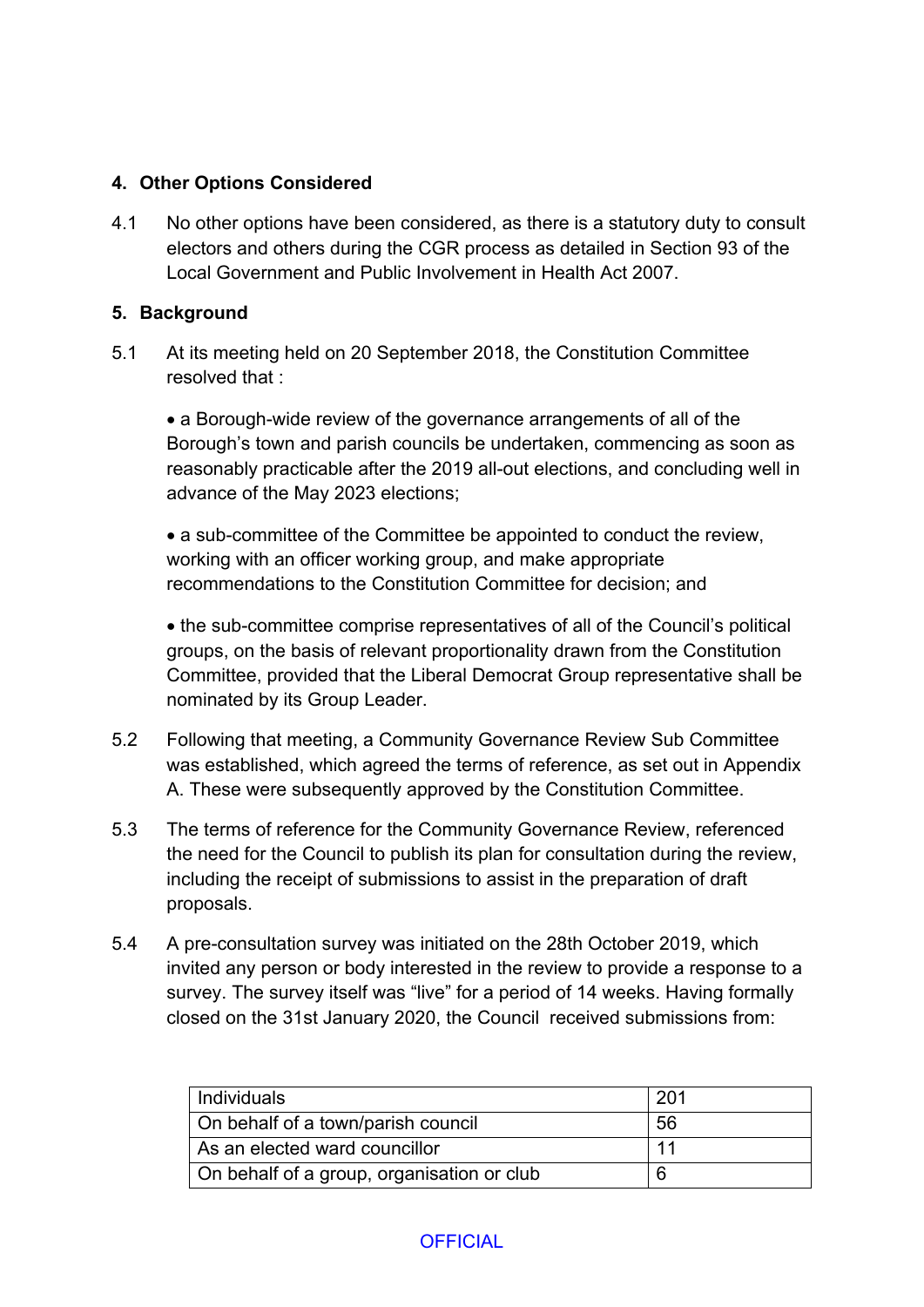## 4. Other Options Considered

4.1 No other options have been considered, as there is a statutory duty to consult electors and others during the CGR process as detailed in Section 93 of the Local Government and Public Involvement in Health Act 2007.

## 5. Background

5.1 At its meeting held on 20 September 2018, the Constitution Committee resolved that :

- a Borough-wide review of the governance arrangements of all of the Borough's town and parish councils be undertaken, commencing as soon as reasonably practicable after the 2019 all-out elections, and concluding well in advance of the May 2023 elections;

- a sub-committee of the Committee be appointed to conduct the review, working with an officer working group, and make appropriate recommendations to the Constitution Committee for decision; and

- the sub-committee comprise representatives of all of the Council's political groups, on the basis of relevant proportionality drawn from the Constitution Committee, provided that the Liberal Democrat Group representative shall be nominated by its Group Leader.

5.2 Following that meeting, a Community Governance Review Sub Committee was established, which agreed the terms of reference, as set out in Appendix A. These were subsequently approved by the Constitution Committee.

5.3 The terms of reference for the Community Governance Review, referenced the need for the Council to publish its plan for consultation during the review, including the receipt of submissions to assist in the preparation of draft proposals.

5.4 A pre-consultation survey was initiated on the 28th October 2019, which invited any person or body interested in the review to provide a response to a survey. The survey itself was "live" for a period of 14 weeks. Having formally closed on the 31st January 2020, the Council received submissions from:

| | |
|---|---|
| Individuals | 201 |
| On behalf of a town/parish council | 56 |
| As an elected ward councillor | 11 |
| On behalf of a group, organisation or club | 6 |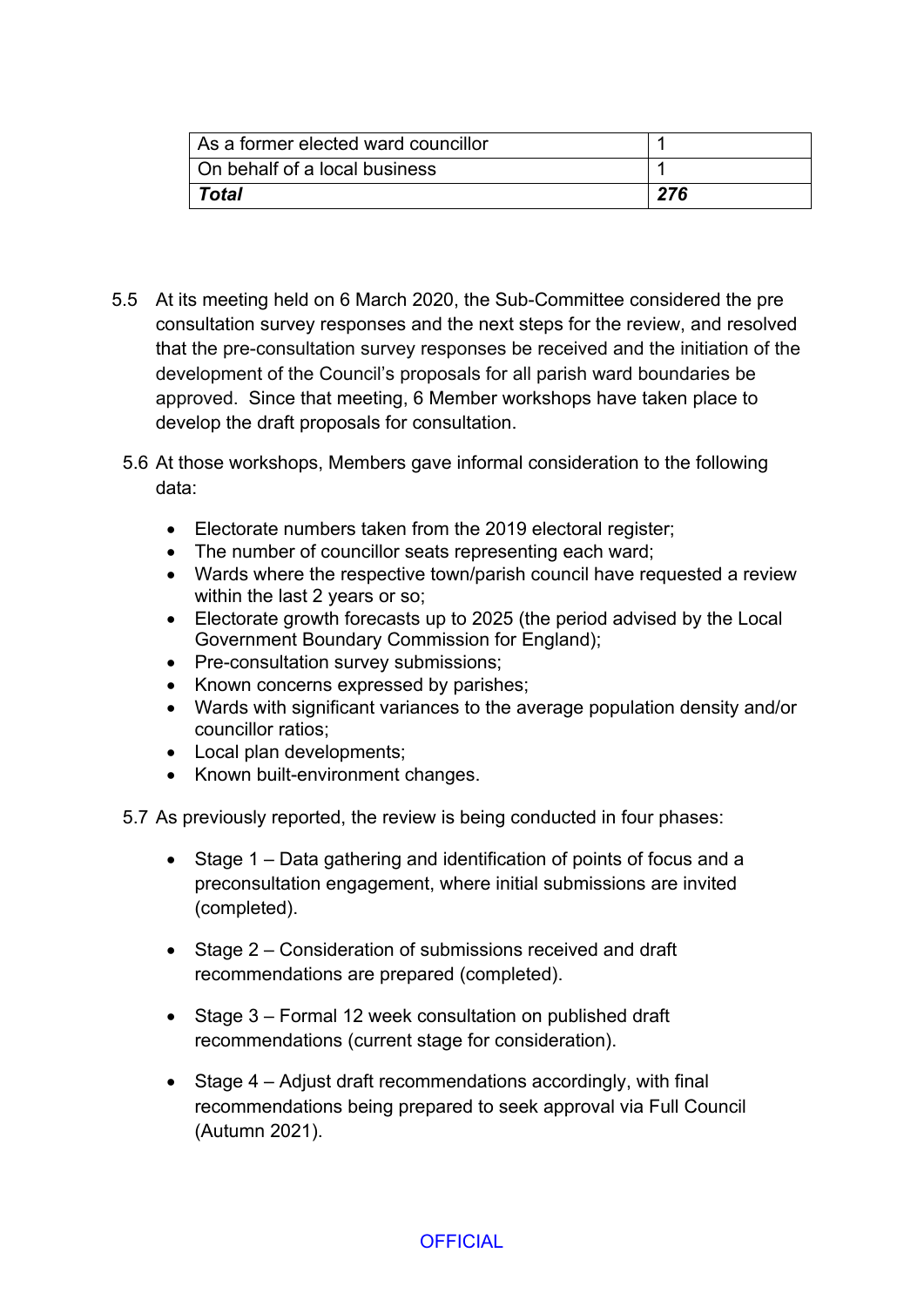| | |
|---|---|
| As a former elected ward councillor | 1 |
| On behalf of a local business | 1 |
| ***Total*** | ***276*** |

5.5 At its meeting held on 6 March 2020, the Sub-Committee considered the pre consultation survey responses and the next steps for the review, and resolved that the pre-consultation survey responses be received and the initiation of the development of the Council's proposals for all parish ward boundaries be approved. Since that meeting, 6 Member workshops have taken place to develop the draft proposals for consultation.

5.6 At those workshops, Members gave informal consideration to the following data:

- Electorate numbers taken from the 2019 electoral register;
- The number of councillor seats representing each ward;
- Wards where the respective town/parish council have requested a review within the last 2 years or so;
- Electorate growth forecasts up to 2025 (the period advised by the Local Government Boundary Commission for England);
- Pre-consultation survey submissions;
- Known concerns expressed by parishes;
- Wards with significant variances to the average population density and/or councillor ratios;
- Local plan developments;
- Known built-environment changes.

5.7 As previously reported, the review is being conducted in four phases:

- Stage 1 – Data gathering and identification of points of focus and a preconsultation engagement, where initial submissions are invited (completed).

- Stage 2 – Consideration of submissions received and draft recommendations are prepared (completed).

- Stage 3 – Formal 12 week consultation on published draft recommendations (current stage for consideration).

- Stage 4 – Adjust draft recommendations accordingly, with final recommendations being prepared to seek approval via Full Council (Autumn 2021).

OFFICIAL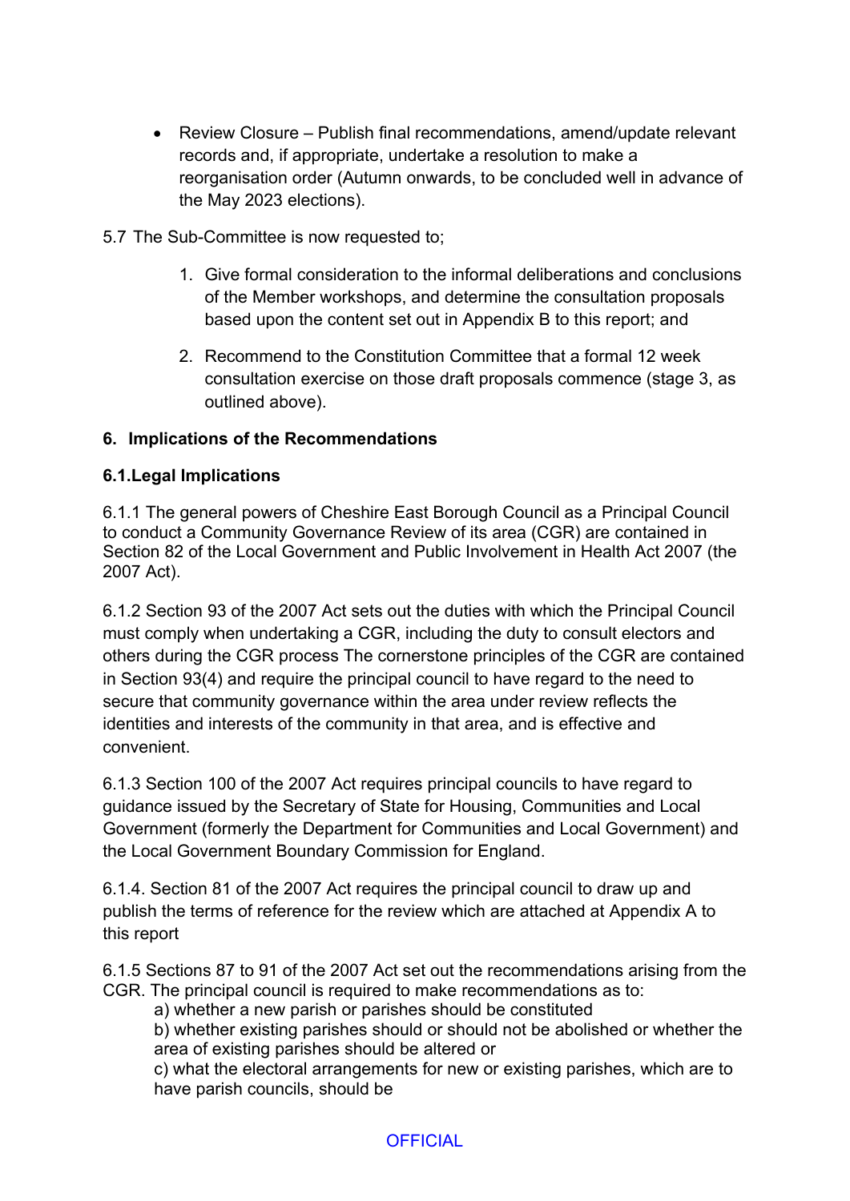- Review Closure – Publish final recommendations, amend/update relevant records and, if appropriate, undertake a resolution to make a reorganisation order (Autumn onwards, to be concluded well in advance of the May 2023 elections).

5.7 The Sub-Committee is now requested to;

1. Give formal consideration to the informal deliberations and conclusions of the Member workshops, and determine the consultation proposals based upon the content set out in Appendix B to this report; and

2. Recommend to the Constitution Committee that a formal 12 week consultation exercise on those draft proposals commence (stage 3, as outlined above).

**6. Implications of the Recommendations**

**6.1.Legal Implications**

6.1.1 The general powers of Cheshire East Borough Council as a Principal Council to conduct a Community Governance Review of its area (CGR) are contained in Section 82 of the Local Government and Public Involvement in Health Act 2007 (the 2007 Act).

6.1.2 Section 93 of the 2007 Act sets out the duties with which the Principal Council must comply when undertaking a CGR, including the duty to consult electors and others during the CGR process The cornerstone principles of the CGR are contained in Section 93(4) and require the principal council to have regard to the need to secure that community governance within the area under review reflects the identities and interests of the community in that area, and is effective and convenient.

6.1.3 Section 100 of the 2007 Act requires principal councils to have regard to guidance issued by the Secretary of State for Housing, Communities and Local Government (formerly the Department for Communities and Local Government) and the Local Government Boundary Commission for England.

6.1.4. Section 81 of the 2007 Act requires the principal council to draw up and publish the terms of reference for the review which are attached at Appendix A to this report

6.1.5 Sections 87 to 91 of the 2007 Act set out the recommendations arising from the CGR. The principal council is required to make recommendations as to:

a) whether a new parish or parishes should be constituted
b) whether existing parishes should or should not be abolished or whether the area of existing parishes should be altered or
c) what the electoral arrangements for new or existing parishes, which are to have parish councils, should be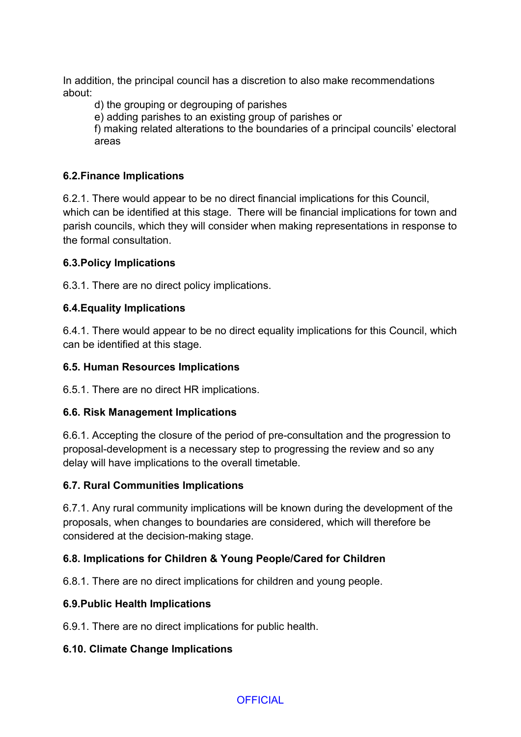In addition, the principal council has a discretion to also make recommendations about:

d) the grouping or degrouping of parishes
e) adding parishes to an existing group of parishes or
f) making related alterations to the boundaries of a principal councils' electoral areas

### 6.2.Finance Implications

6.2.1. There would appear to be no direct financial implications for this Council, which can be identified at this stage. There will be financial implications for town and parish councils, which they will consider when making representations in response to the formal consultation.

### 6.3.Policy Implications

6.3.1. There are no direct policy implications.

### 6.4.Equality Implications

6.4.1. There would appear to be no direct equality implications for this Council, which can be identified at this stage.

### 6.5. Human Resources Implications

6.5.1. There are no direct HR implications.

### 6.6. Risk Management Implications

6.6.1. Accepting the closure of the period of pre-consultation and the progression to proposal-development is a necessary step to progressing the review and so any delay will have implications to the overall timetable.

### 6.7. Rural Communities Implications

6.7.1. Any rural community implications will be known during the development of the proposals, when changes to boundaries are considered, which will therefore be considered at the decision-making stage.

### 6.8. Implications for Children & Young People/Cared for Children

6.8.1. There are no direct implications for children and young people.

### 6.9.Public Health Implications

6.9.1. There are no direct implications for public health.

### 6.10. Climate Change Implications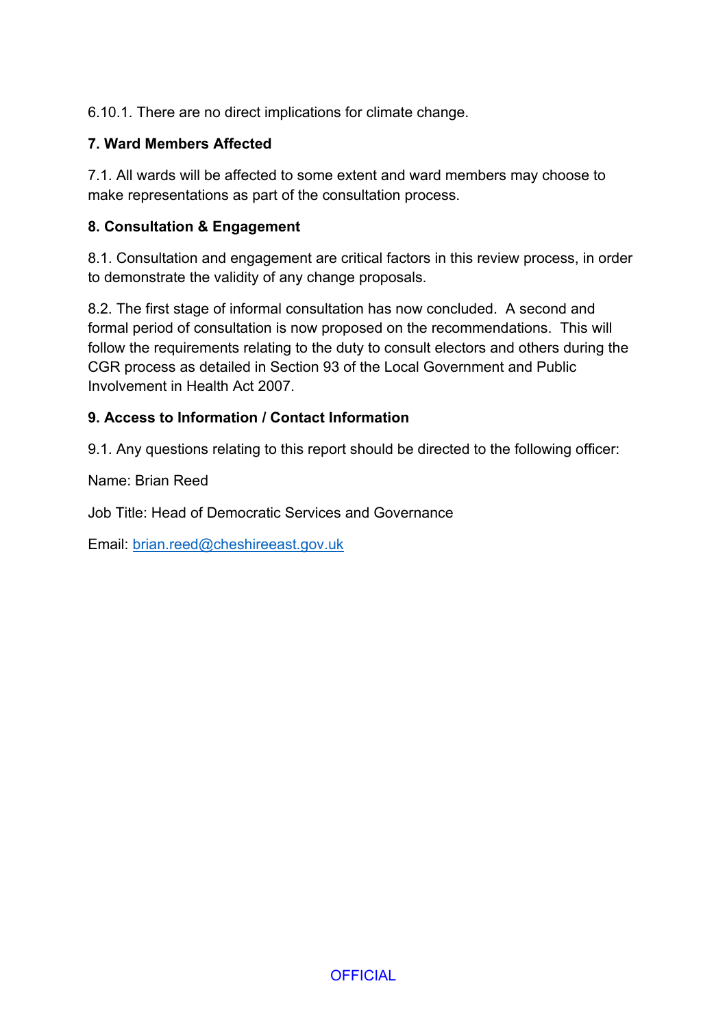6.10.1. There are no direct implications for climate change.

## 7. Ward Members Affected

7.1. All wards will be affected to some extent and ward members may choose to make representations as part of the consultation process.

## 8. Consultation & Engagement

8.1. Consultation and engagement are critical factors in this review process, in order to demonstrate the validity of any change proposals.

8.2. The first stage of informal consultation has now concluded. A second and formal period of consultation is now proposed on the recommendations. This will follow the requirements relating to the duty to consult electors and others during the CGR process as detailed in Section 93 of the Local Government and Public Involvement in Health Act 2007.

## 9. Access to Information / Contact Information

9.1. Any questions relating to this report should be directed to the following officer:

Name: Brian Reed

Job Title: Head of Democratic Services and Governance

Email: brian.reed@cheshireeast.gov.uk

OFFICIAL